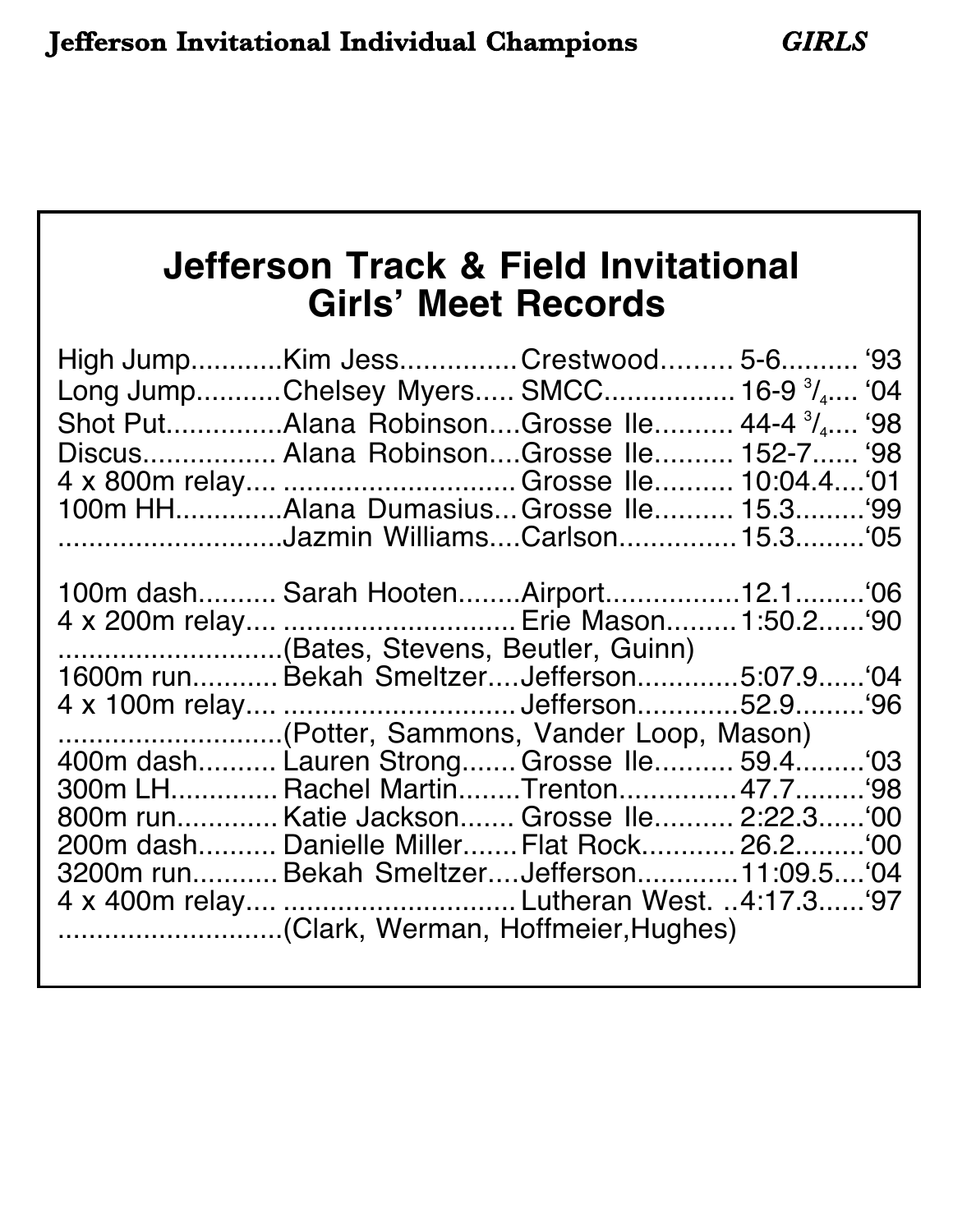Jefferson Invitational Individual Champions *GIRLS*

## Jefferson Track & Field Invitational Girls' Meet Records

| Event | Name | School | Mark | Year |
|---|---|---|---|---|
| High Jump | Kim Jess | Crestwood | 5-6 | '93 |
| Long Jump | Chelsey Myers | SMCC | 16-9 3/4 | '04 |
| Shot Put | Alana Robinson | Grosse Ile | 44-4 3/4 | '98 |
| Discus | Alana Robinson | Grosse Ile | 152-7 | '98 |
| 4 x 800m relay | | Grosse Ile | 10:04.4 | '01 |
| 100m HH | Alana Dumasius | Grosse Ile | 15.3 | '99 |
| | Jazmin Williams | Carlson | 15.3 | '05 |
| 100m dash | Sarah Hooten | Airport | 12.1 | '06 |
| 4 x 200m relay | | Erie Mason | 1:50.2 | '90 |
| | (Bates, Stevens, Beutler, Guinn) | | | |
| 1600m run | Bekah Smeltzer | Jefferson | 5:07.9 | '04 |
| 4 x 100m relay | | Jefferson | 52.9 | '96 |
| | (Potter, Sammons, Vander Loop, Mason) | | | |
| 400m dash | Lauren Strong | Grosse Ile | 59.4 | '03 |
| 300m LH | Rachel Martin | Trenton | 47.7 | '98 |
| 800m run | Katie Jackson | Grosse Ile | 2:22.3 | '00 |
| 200m dash | Danielle Miller | Flat Rock | 26.2 | '00 |
| 3200m run | Bekah Smeltzer | Jefferson | 11:09.5 | '04 |
| 4 x 400m relay | | Lutheran West. | 4:17.3 | '97 |
| | (Clark, Werman, Hoffmeier,Hughes) | | | |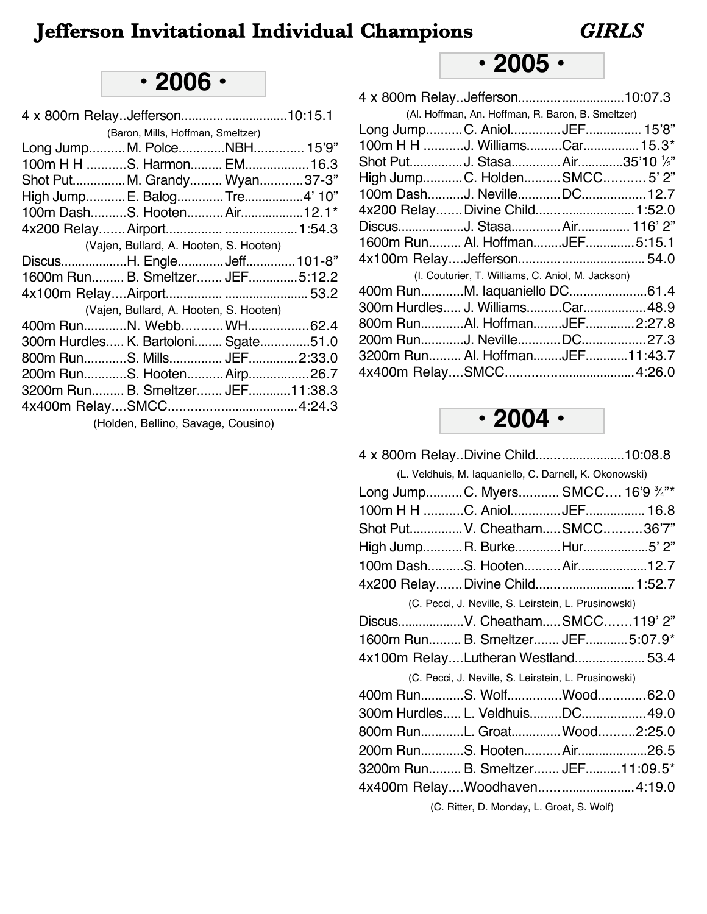# Jefferson Invitational Individual Champions *GIRLS*

## • 2006 •

| Event | Name | School | Mark |
|---|---|---|---|
| 4 x 800m Relay | Jefferson | | 10:15.1 |
| | (Baron, Mills, Hoffman, Smeltzer) | | |
| Long Jump | M. Polce | NBH | 15'9" |
| 100m H H | S. Harmon | EM | 16.3 |
| Shot Put | M. Grandy | Wyan | 37-3" |
| High Jump | E. Balog | Tre | 4' 10" |
| 100m Dash | S. Hooten | Air | 12.1* |
| 4x200 Relay | Airport | | 1:54.3 |
| | (Vajen, Bullard, A. Hooten, S. Hooten) | | |
| Discus | H. Engle | Jeff | 101-8" |
| 1600m Run | B. Smeltzer | JEF | 5:12.2 |
| 4x100m Relay | Airport | | 53.2 |
| | (Vajen, Bullard, A. Hooten, S. Hooten) | | |
| 400m Run | N. Webb | WH | 62.4 |
| 300m Hurdles | K. Bartoloni | Sgate | 51.0 |
| 800m Run | S. Mills | JEF | 2:33.0 |
| 200m Run | S. Hooten | Airp | 26.7 |
| 3200m Run | B. Smeltzer | JEF | 11:38.3 |
| 4x400m Relay | SMCC | | 4:24.3 |
| | (Holden, Bellino, Savage, Cousino) | | |

## • 2005 •

| Event | Name | School | Mark |
|---|---|---|---|
| 4 x 800m Relay | Jefferson | | 10:07.3 |
| | (Al. Hoffman, An. Hoffman, R. Baron, B. Smeltzer) | | |
| Long Jump | C. Aniol | JEF | 15'8" |
| 100m H H | J. Williams | Car | 15.3* |
| Shot Put | J. Stasa | Air | 35'10 ½" |
| High Jump | C. Holden | SMCC | 5' 2" |
| 100m Dash | J. Neville | DC | 12.7 |
| 4x200 Relay | Divine Child | | 1:52.0 |
| Discus | J. Stasa | Air | 116' 2" |
| 1600m Run | Al. Hoffman | JEF | 5:15.1 |
| 4x100m Relay | Jefferson | | 54.0 |
| | (I. Couturier, T. Williams, C. Aniol, M. Jackson) | | |
| 400m Run | M. Iaquaniello | DC | 61.4 |
| 300m Hurdles | J. Williams | Car | 48.9 |
| 800m Run | Al. Hoffman | JEF | 2:27.8 |
| 200m Run | J. Neville | DC | 27.3 |
| 3200m Run | Al. Hoffman | JEF | 11:43.7 |
| 4x400m Relay | SMCC | | 4:26.0 |

## • 2004 •

| Event | Name | School | Mark |
|---|---|---|---|
| 4 x 800m Relay | Divine Child | | 10:08.8 |
| | (L. Veldhuis, M. Iaquaniello, C. Darnell, K. Okonowski) | | |
| Long Jump | C. Myers | SMCC | 16'9 ¾"* |
| 100m H H | C. Aniol | JEF | 16.8 |
| Shot Put | V. Cheatham | SMCC | 36'7" |
| High Jump | R. Burke | Hur | 5' 2" |
| 100m Dash | S. Hooten | Air | 12.7 |
| 4x200 Relay | Divine Child | | 1:52.7 |
| | (C. Pecci, J. Neville, S. Leirstein, L. Prusinowski) | | |
| Discus | V. Cheatham | SMCC | 119' 2" |
| 1600m Run | B. Smeltzer | JEF | 5:07.9* |
| 4x100m Relay | Lutheran Westland | | 53.4 |
| | (C. Pecci, J. Neville, S. Leirstein, L. Prusinowski) | | |
| 400m Run | S. Wolf | Wood | 62.0 |
| 300m Hurdles | L. Veldhuis | DC | 49.0 |
| 800m Run | L. Groat | Wood | 2:25.0 |
| 200m Run | S. Hooten | Air | 26.5 |
| 3200m Run | B. Smeltzer | JEF | 11:09.5* |
| 4x400m Relay | Woodhaven | | 4:19.0 |
| | (C. Ritter, D. Monday, L. Groat, S. Wolf) | | |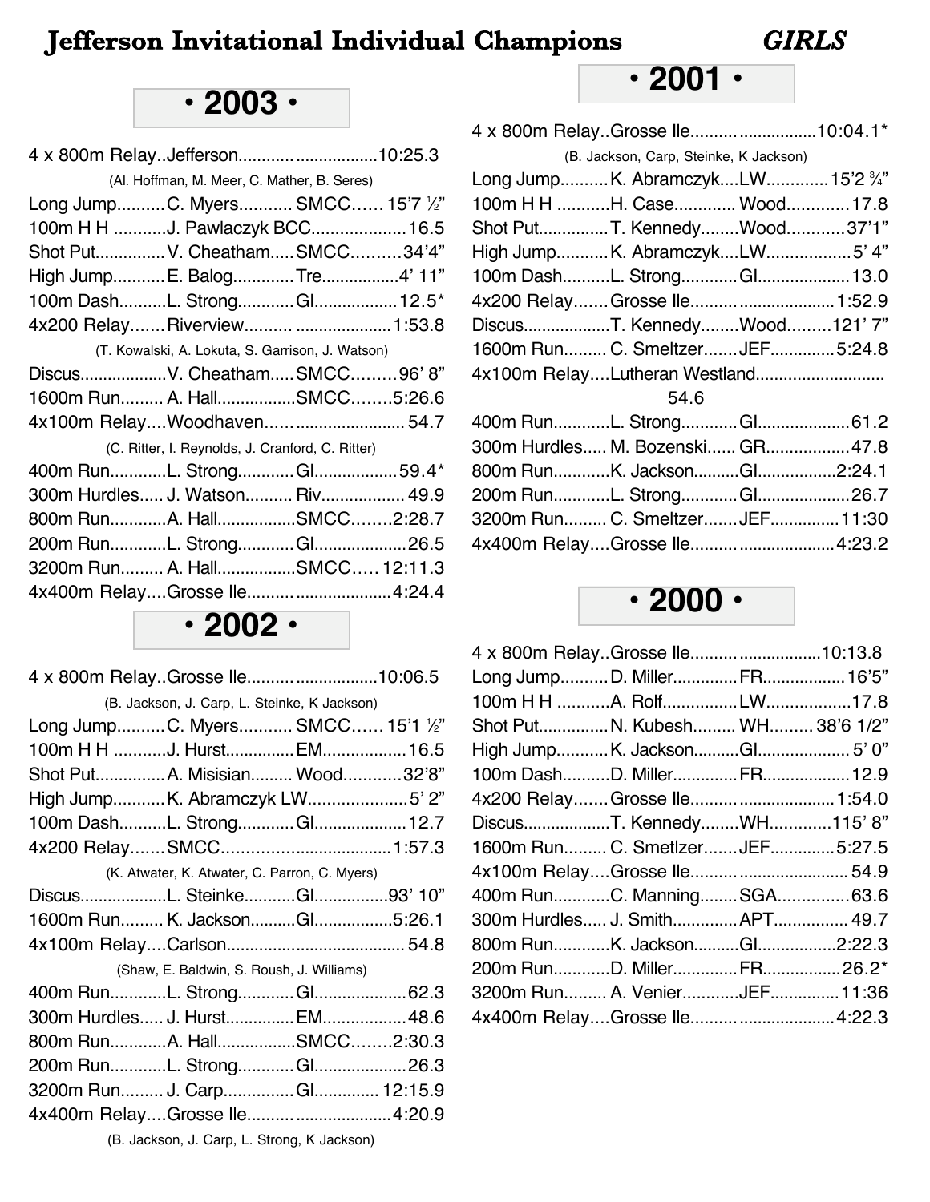# Jefferson Invitational Individual Champions *GIRLS*

## • 2003 •

4 x 800m Relay..Jefferson..............................10:25.3
(Al. Hoffman, M. Meer, C. Mather, B. Seres)
Long Jump..........C. Myers........... SMCC...... 15'7 ½"
100m H H ...........J. Pawlaczyk BCC....................16.5
Shot Put..............V. Cheatham.....SMCC..........34'4"
High Jump...........E. Balog.............Tre................4' 11"
100m Dash..........L. Strong............GI.................12.5*
4x200 Relay.......Riverview.................................1:53.8
(T. Kowalski, A. Lokuta, S. Garrison, J. Watson)
Discus..................V. Cheatham.....SMCC.........96' 8"
1600m Run......... A. Hall.................SMCC........5:26.6
4x100m Relay....Woodhaven...................................54.7
(C. Ritter, I. Reynolds, J. Cranford, C. Ritter)
400m Run............L. Strong............GI.................59.4*
300m Hurdles..... J. Watson.......... Riv.................. 49.9
800m Run............A. Hall.................SMCC........2:28.7
200m Run............L. Strong............GI....................26.5
3200m Run......... A. Hall.................SMCC..... 12:11.3
4x400m Relay....Grosse Ile.................................4:24.4

## • 2002 •

4 x 800m Relay..Grosse Ile.............................10:06.5
(B. Jackson, J. Carp, L. Steinke, K Jackson)
Long Jump..........C. Myers........... SMCC...... 15'1 ½"
100m H H ...........J. Hurst...............EM.................16.5
Shot Put...............A. Misisian......... Wood............32'8"
High Jump...........K. Abramczyk LW.....................5' 2"
100m Dash..........L. Strong............GI....................12.7
4x200 Relay.......SMCC........................................1:57.3
(K. Atwater, K. Atwater, C. Parron, C. Myers)
Discus..................L. Steinke...........GI................93' 10"
1600m Run......... K. Jackson..........GI.................5:26.1
4x100m Relay....Carlson........................................ 54.8
(Shaw, E. Baldwin, S. Roush, J. Williams)
400m Run............L. Strong............GI....................62.3
300m Hurdles..... J. Hurst...............EM.................48.6
800m Run............A. Hall.................SMCC........2:30.3
200m Run............L. Strong............GI....................26.3
3200m Run......... J. Carp...............GI............. 12:15.9
4x400m Relay....Grosse Ile.................................4:20.9
(B. Jackson, J. Carp, L. Strong, K Jackson)

## • 2001 •

4 x 800m Relay..Grosse Ile.............................10:04.1*
(B. Jackson, Carp, Steinke, K Jackson)
Long Jump..........K. Abramczyk....LW.............15'2 ¾"
100m H H ...........H. Case............. Wood.............17.8
Shot Put..............T. Kennedy........Wood............37'1"
High Jump...........K. Abramczyk....LW..................5' 4"
100m Dash..........L. Strong............GI....................13.0
4x200 Relay.......Grosse Ile.................................1:52.9
Discus..................T. Kennedy........Wood.........121' 7"
1600m Run......... C. Smeltzer.......JEF..............5:24.8
4x100m Relay....Lutheran Westland...........................
54.6
400m Run............L. Strong............GI....................61.2
300m Hurdles..... M. Bozenski...... GR..................47.8
800m Run............K. Jackson..........GI.................2:24.1
200m Run............L. Strong............GI....................26.7
3200m Run......... C. Smeltzer.......JEF...............11:30
4x400m Relay....Grosse Ile.................................4:23.2

## • 2000 •

4 x 800m Relay..Grosse Ile.............................10:13.8
Long Jump..........D. Miller..............FR..................16'5"
100m H H ...........A. Rolf................LW..................17.8
Shot Put...............N. Kubesh......... WH......... 38'6 1/2"
High Jump...........K. Jackson..........GI.................... 5' 0"
100m Dash..........D. Miller..............FR...................12.9
4x200 Relay.......Grosse Ile.................................1:54.0
Discus..................T. Kennedy........WH.............115' 8"
1600m Run......... C. Smetlzer.......JEF..............5:27.5
4x100m Relay....Grosse Ile.................................. 54.9
400m Run............C. Manning........SGA...............63.6
300m Hurdles..... J. Smith.............APT................ 49.7
800m Run............K. Jackson..........GI.................2:22.3
200m Run............D. Miller..............FR.................26.2*
3200m Run......... A. Venier............JEF...............11:36
4x400m Relay....Grosse Ile.................................4:22.3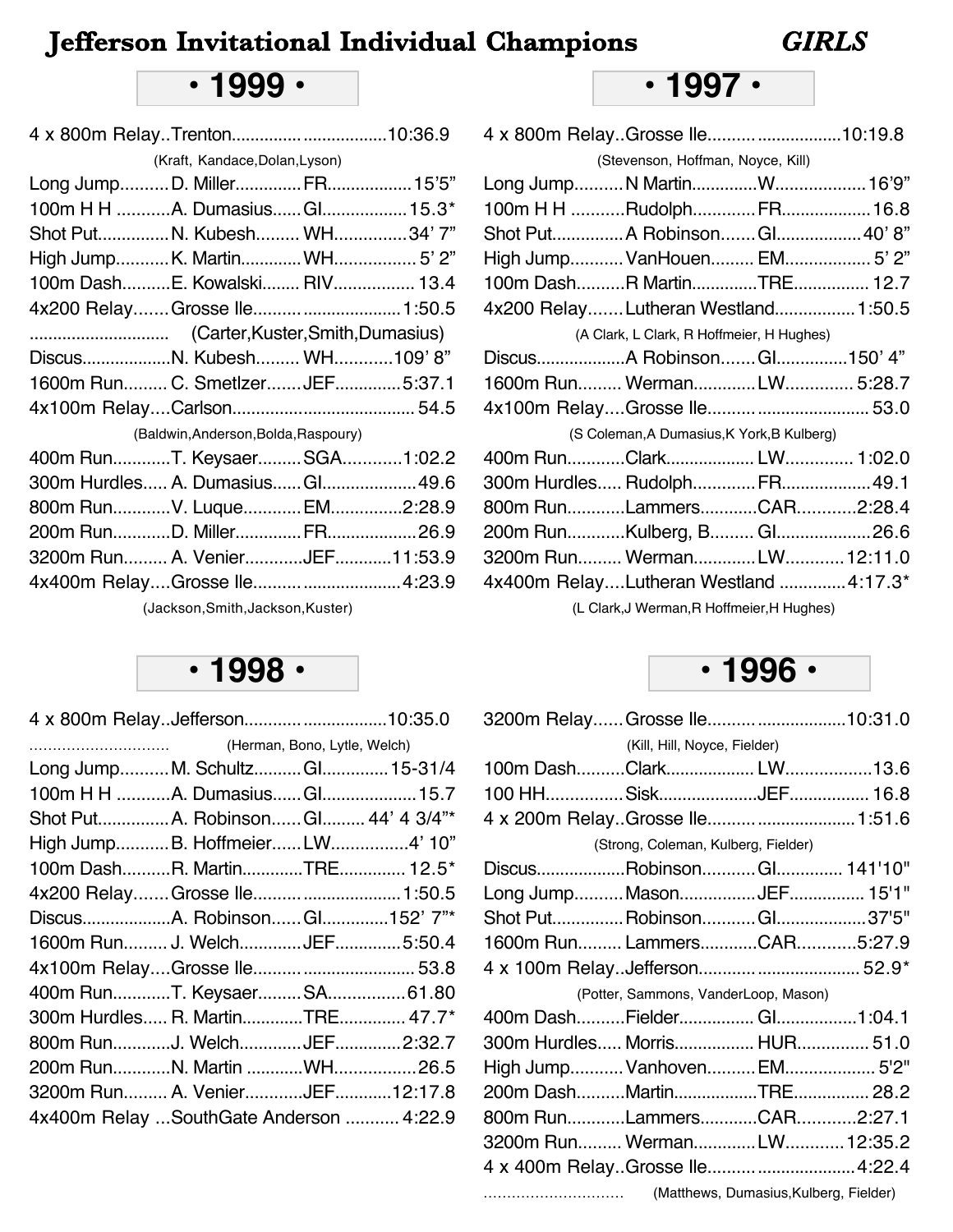# Jefferson Invitational Individual Champions *GIRLS*

## • 1999 •

| Event | Name | School | Mark |
|---|---|---|---|
| 4 x 800m Relay | Trenton | | 10:36.9 |
| | (Kraft, Kandace,Dolan,Lyson) | | |
| Long Jump | D. Miller | FR | 15'5" |
| 100m H H | A. Dumasius | GI | 15.3* |
| Shot Put | N. Kubesh | WH | 34' 7" |
| High Jump | K. Martin | WH | 5' 2" |
| 100m Dash | E. Kowalski | RIV | 13.4 |
| 4x200 Relay | Grosse Ile | | 1:50.5 |
| | (Carter,Kuster,Smith,Dumasius) | | |
| Discus | N. Kubesh | WH | 109' 8" |
| 1600m Run | C. Smetlzer | JEF | 5:37.1 |
| 4x100m Relay | Carlson | | 54.5 |
| | (Baldwin,Anderson,Bolda,Raspoury) | | |
| 400m Run | T. Keysaer | SGA | 1:02.2 |
| 300m Hurdles | A. Dumasius | GI | 49.6 |
| 800m Run | V. Luque | EM | 2:28.9 |
| 200m Run | D. Miller | FR | 26.9 |
| 3200m Run | A. Venier | JEF | 11:53.9 |
| 4x400m Relay | Grosse Ile | | 4:23.9 |
| | (Jackson,Smith,Jackson,Kuster) | | |

## • 1997 •

| Event | Name | School | Mark |
|---|---|---|---|
| 4 x 800m Relay | Grosse Ile | | 10:19.8 |
| | (Stevenson, Hoffman, Noyce, Kill) | | |
| Long Jump | N Martin | W | 16'9" |
| 100m H H | Rudolph | FR | 16.8 |
| Shot Put | A Robinson | GI | 40' 8" |
| High Jump | VanHouen | EM | 5' 2" |
| 100m Dash | R Martin | TRE | 12.7 |
| 4x200 Relay | Lutheran Westland | | 1:50.5 |
| | (A Clark, L Clark, R Hoffmeier, H Hughes) | | |
| Discus | A Robinson | GI | 150' 4" |
| 1600m Run | Werman | LW | 5:28.7 |
| 4x100m Relay | Grosse Ile | | 53.0 |
| | (S Coleman,A Dumasius,K York,B Kulberg) | | |
| 400m Run | Clark | LW | 1:02.0 |
| 300m Hurdles | Rudolph | FR | 49.1 |
| 800m Run | Lammers | CAR | 2:28.4 |
| 200m Run | Kulberg, B. | GI | 26.6 |
| 3200m Run | Werman | LW | 12:11.0 |
| 4x400m Relay | Lutheran Westland | | 4:17.3* |
| | (L Clark,J Werman,R Hoffmeier,H Hughes) | | |

## • 1998 •

| Event | Name | School | Mark |
|---|---|---|---|
| 4 x 800m Relay | Jefferson | | 10:35.0 |
| | (Herman, Bono, Lytle, Welch) | | |
| Long Jump | M. Schultz | GI | 15-31/4 |
| 100m H H | A. Dumasius | GI | 15.7 |
| Shot Put | A. Robinson | GI | 44' 4 3/4"* |
| High Jump | B. Hoffmeier | LW | 4' 10" |
| 100m Dash | R. Martin | TRE | 12.5* |
| 4x200 Relay | Grosse Ile | | 1:50.5 |
| Discus | A. Robinson | GI | 152' 7"* |
| 1600m Run | J. Welch | JEF | 5:50.4 |
| 4x100m Relay | Grosse Ile | | 53.8 |
| 400m Run | T. Keysaer | SA | 61.80 |
| 300m Hurdles | R. Martin | TRE | 47.7* |
| 800m Run | J. Welch | JEF | 2:32.7 |
| 200m Run | N. Martin | WH | 26.5 |
| 3200m Run | A. Venier | JEF | 12:17.8 |
| 4x400m Relay | SouthGate Anderson | | 4:22.9 |

## • 1996 •

| Event | Name | School | Mark |
|---|---|---|---|
| 3200m Relay | Grosse Ile | | 10:31.0 |
| | (Kill, Hill, Noyce, Fielder) | | |
| 100m Dash | Clark | LW | 13.6 |
| 100 HH | Sisk | JEF | 16.8 |
| 4 x 200m Relay | Grosse Ile | | 1:51.6 |
| | (Strong, Coleman, Kulberg, Fielder) | | |
| Discus | Robinson | GI | 141'10" |
| Long Jump | Mason | JEF | 15'1" |
| Shot Put | Robinson | GI | 37'5" |
| 1600m Run | Lammers | CAR | 5:27.9 |
| 4 x 100m Relay | Jefferson | | 52.9* |
| | (Potter, Sammons, VanderLoop, Mason) | | |
| 400m Dash | Fielder | GI | 1:04.1 |
| 300m Hurdles | Morris | HUR | 51.0 |
| High Jump | Vanhoven | EM | 5'2" |
| 200m Dash | Martin | TRE | 28.2 |
| 800m Run | Lammers | CAR | 2:27.1 |
| 3200m Run | Werman | LW | 12:35.2 |
| 4 x 400m Relay | Grosse Ile | | 4:22.4 |
| | (Matthews, Dumasius,Kulberg, Fielder) | | |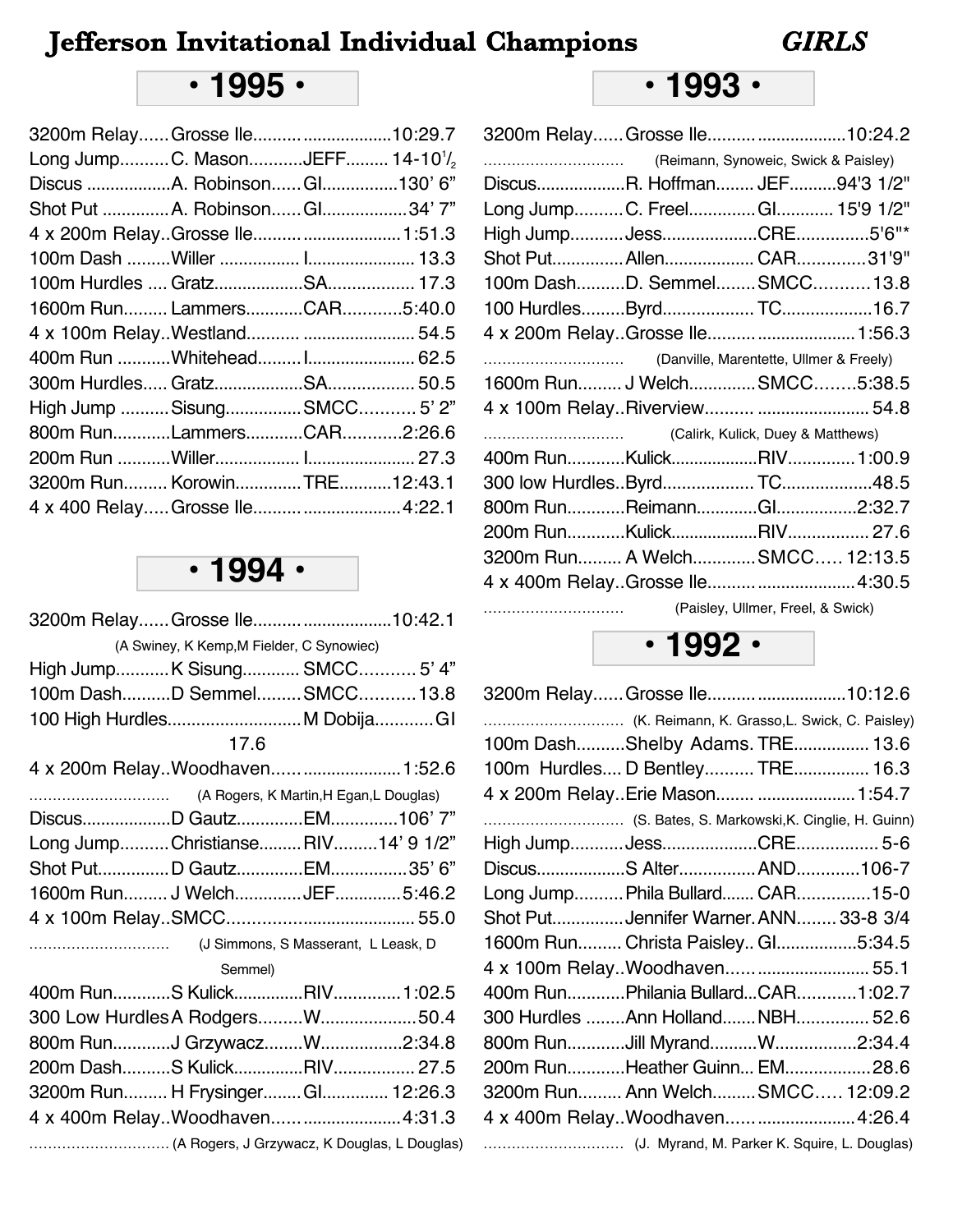# Jefferson Invitational Individual Champions — *GIRLS*

## • 1995 •

| Event | Name | School | Mark |
|---|---|---|---|
| 3200m Relay | Grosse Ile | | 10:29.7 |
| Long Jump | C. Mason | JEFF | 14-10 1/2 |
| Discus | A. Robinson | GI | 130' 6" |
| Shot Put | A. Robinson | GI | 34' 7" |
| 4 x 200m Relay | Grosse Ile | | 1:51.3 |
| 100m Dash | Willer | I | 13.3 |
| 100m Hurdles | Gratz | SA | 17.3 |
| 1600m Run | Lammers | CAR | 5:40.0 |
| 4 x 100m Relay | Westland | | 54.5 |
| 400m Run | Whitehead | I | 62.5 |
| 300m Hurdles | Gratz | SA | 50.5 |
| High Jump | Sisung | SMCC | 5' 2" |
| 800m Run | Lammers | CAR | 2:26.6 |
| 200m Run | Willer | I | 27.3 |
| 3200m Run | Korowin | TRE | 12:43.1 |
| 4 x 400 Relay | Grosse Ile | | 4:22.1 |

## • 1994 •

| Event | Name | School | Mark |
|---|---|---|---|
| 3200m Relay | Grosse Ile (A Swiney, K Kemp, M Fielder, C Synowiec) | | 10:42.1 |
| High Jump | K Sisung | SMCC | 5' 4" |
| 100m Dash | D Semmel | SMCC | 13.8 |
| 100 High Hurdles | M Dobija | GI | 17.6 |
| 4 x 200m Relay | Woodhaven (A Rogers, K Martin, H Egan, L Douglas) | | 1:52.6 |
| Discus | D Gautz | EM | 106' 7" |
| Long Jump | Christianse | RIV | 14' 9 1/2" |
| Shot Put | D Gautz | EM | 35' 6" |
| 1600m Run | J Welch | JEF | 5:46.2 |
| 4 x 100m Relay | SMCC (J Simmons, S Masserant, L Leask, D Semmel) | | 55.0 |
| 400m Run | S Kulick | RIV | 1:02.5 |
| 300 Low Hurdles | A Rodgers | W | 50.4 |
| 800m Run | J Grzywacz | W | 2:34.8 |
| 200m Dash | S Kulick | RIV | 27.5 |
| 3200m Run | H Frysinger | GI | 12:26.3 |
| 4 x 400m Relay | Woodhaven (A Rogers, J Grzywacz, K Douglas, L Douglas) | | 4:31.3 |

## • 1993 •

| Event | Name | School | Mark |
|---|---|---|---|
| 3200m Relay | Grosse Ile (Reimann, Synoweic, Swick & Paisley) | | 10:24.2 |
| Discus | R. Hoffman | JEF | 94'3 1/2" |
| Long Jump | C. Freel | GI | 15'9 1/2" |
| High Jump | Jess | CRE | 5'6"* |
| Shot Put | Allen | CAR | 31'9" |
| 100m Dash | D. Semmel | SMCC | 13.8 |
| 100 Hurdles | Byrd | TC | 16.7 |
| 4 x 200m Relay | Grosse Ile (Danville, Marentette, Ullmer & Freely) | | 1:56.3 |
| 1600m Run | J Welch | SMCC | 5:38.5 |
| 4 x 100m Relay | Riverview (Calirk, Kulick, Duey & Matthews) | | 54.8 |
| 400m Run | Kulick | RIV | 1:00.9 |
| 300 low Hurdles | Byrd | TC | 48.5 |
| 800m Run | Reimann | GI | 2:32.7 |
| 200m Run | Kulick | RIV | 27.6 |
| 3200m Run | A Welch | SMCC | 12:13.5 |
| 4 x 400m Relay | Grosse Ile (Paisley, Ullmer, Freel, & Swick) | | 4:30.5 |

## • 1992 •

| Event | Name | School | Mark |
|---|---|---|---|
| 3200m Relay | Grosse Ile (K. Reimann, K. Grasso, L. Swick, C. Paisley) | | 10:12.6 |
| 100m Dash | Shelby Adams | TRE | 13.6 |
| 100m Hurdles | D Bentley | TRE | 16.3 |
| 4 x 200m Relay | Erie Mason (S. Bates, S. Markowski, K. Cinglie, H. Guinn) | | 1:54.7 |
| High Jump | Jess | CRE | 5-6 |
| Discus | S Alter | AND | 106-7 |
| Long Jump | Phila Bullard | CAR | 15-0 |
| Shot Put | Jennifer Warner | ANN | 33-8 3/4 |
| 1600m Run | Christa Paisley | GI | 5:34.5 |
| 4 x 100m Relay | Woodhaven | | 55.1 |
| 400m Run | Philania Bullard | CAR | 1:02.7 |
| 300 Hurdles | Ann Holland | NBH | 52.6 |
| 800m Run | Jill Myrand | W | 2:34.4 |
| 200m Run | Heather Guinn | EM | 28.6 |
| 3200m Run | Ann Welch | SMCC | 12:09.2 |
| 4 x 400m Relay | Woodhaven (J. Myrand, M. Parker K. Squire, L. Douglas) | | 4:26.4 |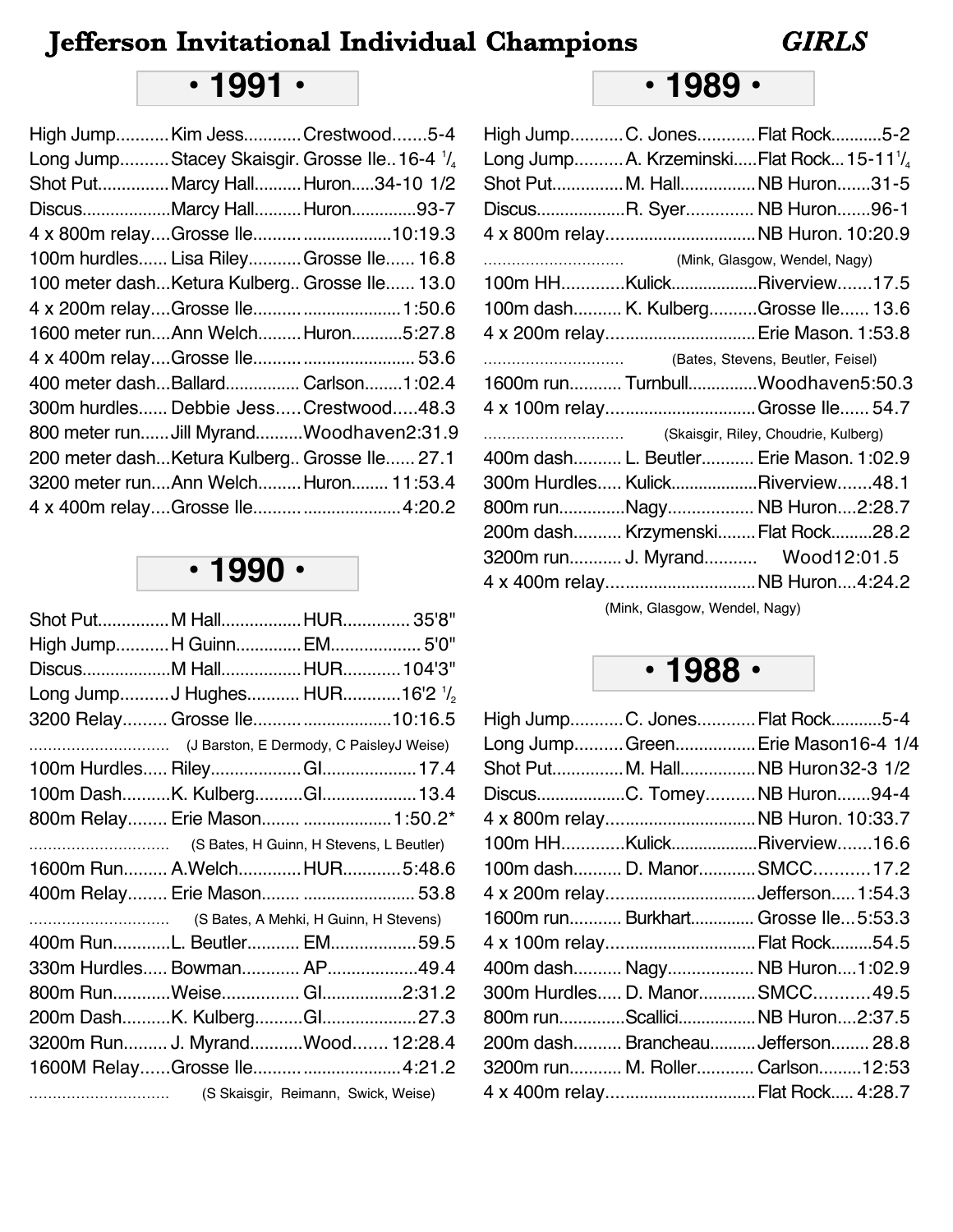# Jefferson Invitational Individual Champions *GIRLS*

## • 1991 •

| Event | Name | School | Mark |
|---|---|---|---|
| High Jump | Kim Jess | Crestwood | 5-4 |
| Long Jump | Stacey Skaisgir. | Grosse Ile | 16-4 1/4 |
| Shot Put | Marcy Hall | Huron | 34-10 1/2 |
| Discus | Marcy Hall | Huron | 93-7 |
| 4 x 800m relay | Grosse Ile | | 10:19.3 |
| 100m hurdles | Lisa Riley | Grosse Ile | 16.8 |
| 100 meter dash | Ketura Kulberg | Grosse Ile | 13.0 |
| 4 x 200m relay | Grosse Ile | | 1:50.6 |
| 1600 meter run | Ann Welch | Huron | 5:27.8 |
| 4 x 400m relay | Grosse Ile | | 53.6 |
| 400 meter dash | Ballard | Carlson | 1:02.4 |
| 300m hurdles | Debbie Jess | Crestwood | 48.3 |
| 800 meter run | Jill Myrand | Woodhaven | 2:31.9 |
| 200 meter dash | Ketura Kulberg | Grosse Ile | 27.1 |
| 3200 meter run | Ann Welch | Huron | 11:53.4 |
| 4 x 400m relay | Grosse Ile | | 4:20.2 |

## • 1990 •

| Event | Name | School | Mark |
|---|---|---|---|
| Shot Put | M Hall | HUR | 35'8" |
| High Jump | H Guinn | EM | 5'0" |
| Discus | M Hall | HUR | 104'3" |
| Long Jump | J Hughes | HUR | 16'2 1/2 |
| 3200 Relay | Grosse Ile | | 10:16.5 |
| | (J Barston, E Dermody, C PaisleyJ Weise) | | |
| 100m Hurdles | Riley | GI | 17.4 |
| 100m Dash | K. Kulberg | GI | 13.4 |
| 800m Relay | Erie Mason | | 1:50.2* |
| | (S Bates, H Guinn, H Stevens, L Beutler) | | |
| 1600m Run | A.Welch | HUR | 5:48.6 |
| 400m Relay | Erie Mason | | 53.8 |
| | (S Bates, A Mehki, H Guinn, H Stevens) | | |
| 400m Run | L. Beutler | EM | 59.5 |
| 330m Hurdles | Bowman | AP | 49.4 |
| 800m Run | Weise | GI | 2:31.2 |
| 200m Dash | K. Kulberg | GI | 27.3 |
| 3200m Run | J. Myrand | Wood | 12:28.4 |
| 1600M Relay | Grosse Ile | | 4:21.2 |
| | (S Skaisgir, Reimann, Swick, Weise) | | |

## • 1989 •

| Event | Name | School | Mark |
|---|---|---|---|
| High Jump | C. Jones | Flat Rock | 5-2 |
| Long Jump | A. Krzeminski | Flat Rock | 15-11 1/4 |
| Shot Put | M. Hall | NB Huron | 31-5 |
| Discus | R. Syer | NB Huron | 96-1 |
| 4 x 800m relay | | NB Huron | 10:20.9 |
| | (Mink, Glasgow, Wendel, Nagy) | | |
| 100m HH | Kulick | Riverview | 17.5 |
| 100m dash | K. Kulberg | Grosse Ile | 13.6 |
| 4 x 200m relay | | Erie Mason | 1:53.8 |
| | (Bates, Stevens, Beutler, Feisel) | | |
| 1600m run | Turnbull | Woodhaven | 5:50.3 |
| 4 x 100m relay | | Grosse Ile | 54.7 |
| | (Skaisgir, Riley, Choudrie, Kulberg) | | |
| 400m dash | L. Beutler | Erie Mason | 1:02.9 |
| 300m Hurdles | Kulick | Riverview | 48.1 |
| 800m run | Nagy | NB Huron | 2:28.7 |
| 200m dash | Krzymenski | Flat Rock | 28.2 |
| 3200m run | J. Myrand | Wood | 12:01.5 |
| 4 x 400m relay | | NB Huron | 4:24.2 |
| | (Mink, Glasgow, Wendel, Nagy) | | |

## • 1988 •

| Event | Name | School | Mark |
|---|---|---|---|
| High Jump | C. Jones | Flat Rock | 5-4 |
| Long Jump | Green | Erie Mason | 16-4 1/4 |
| Shot Put | M. Hall | NB Huron | 32-3 1/2 |
| Discus | C. Tomey | NB Huron | 94-4 |
| 4 x 800m relay | | NB Huron | 10:33.7 |
| 100m HH | Kulick | Riverview | 16.6 |
| 100m dash | D. Manor | SMCC | 17.2 |
| 4 x 200m relay | | Jefferson | 1:54.3 |
| 1600m run | Burkhart | Grosse Ile | 5:53.3 |
| 4 x 100m relay | | Flat Rock | 54.5 |
| 400m dash | Nagy | NB Huron | 1:02.9 |
| 300m Hurdles | D. Manor | SMCC | 49.5 |
| 800m run | Scallici | NB Huron | 2:37.5 |
| 200m dash | Brancheau | Jefferson | 28.8 |
| 3200m run | M. Roller | Carlson | 12:53 |
| 4 x 400m relay | | Flat Rock | 4:28.7 |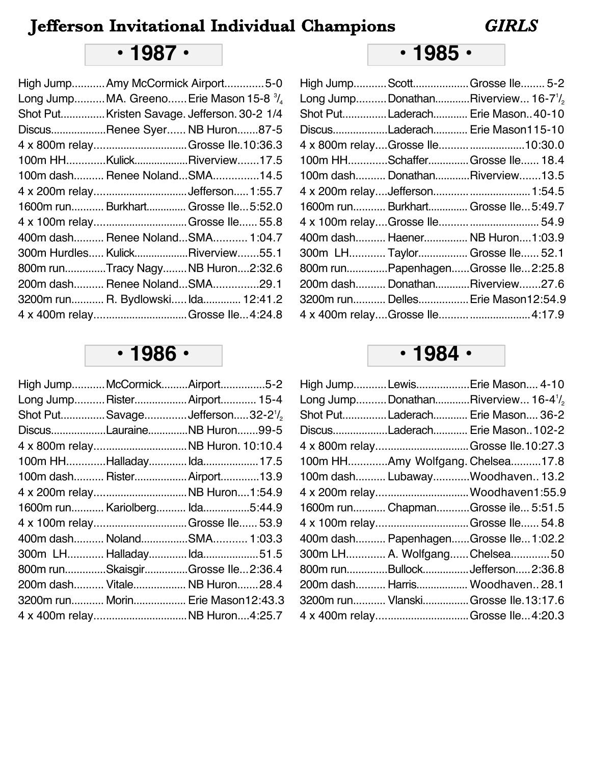# Jefferson Invitational Individual Champions *GIRLS*

## • 1987 •

| Event | Name | School | Mark |
|---|---|---|---|
| High Jump | Amy McCormick | Airport | 5-0 |
| Long Jump | MA. Greeno | Erie Mason | 15-8 3/4 |
| Shot Put | Kristen Savage | Jefferson | 30-2 1/4 |
| Discus | Renee Syer | NB Huron | 87-5 |
| 4 x 800m relay | | Grosse Ile | 10:36.3 |
| 100m HH | Kulick | Riverview | 17.5 |
| 100m dash | Renee Noland | SMA | 14.5 |
| 4 x 200m relay | | Jefferson | 1:55.7 |
| 1600m run | Burkhart | Grosse Ile | 5:52.0 |
| 4 x 100m relay | | Grosse Ile | 55.8 |
| 400m dash | Renee Noland | SMA | 1:04.7 |
| 300m Hurdles | Kulick | Riverview | 55.1 |
| 800m run | Tracy Nagy | NB Huron | 2:32.6 |
| 200m dash | Renee Noland | SMA | 29.1 |
| 3200m run | R. Bydlowski | Ida | 12:41.2 |
| 4 x 400m relay | | Grosse Ile | 4:24.8 |

## • 1986 •

| Event | Name | School | Mark |
|---|---|---|---|
| High Jump | McCormick | Airport | 5-2 |
| Long Jump | Rister | Airport | 15-4 |
| Shot Put | Savage | Jefferson | 32-2 1/2 |
| Discus | Lauraine | NB Huron | 99-5 |
| 4 x 800m relay | | NB Huron | 10:10.4 |
| 100m HH | Halladay | Ida | 17.5 |
| 100m dash | Rister | Airport | 13.9 |
| 4 x 200m relay | | NB Huron | 1:54.9 |
| 1600m run | Kariolberg | Ida | 5:44.9 |
| 4 x 100m relay | | Grosse Ile | 53.9 |
| 400m dash | Noland | SMA | 1:03.3 |
| 300m LH | Halladay | Ida | 51.5 |
| 800m run | Skaisgir | Grosse Ile | 2:36.4 |
| 200m dash | Vitale | NB Huron | 28.4 |
| 3200m run | Morin | Erie Mason | 12:43.3 |
| 4 x 400m relay | | NB Huron | 4:25.7 |

## • 1985 •

| Event | Name | School | Mark |
|---|---|---|---|
| High Jump | Scott | Grosse Ile | 5-2 |
| Long Jump | Donathan | Riverview | 16-7 1/2 |
| Shot Put | Laderach | Erie Mason | 40-10 |
| Discus | Laderach | Erie Mason | 115-10 |
| 4 x 800m relay | Grosse Ile | | 10:30.0 |
| 100m HH | Schaffer | Grosse Ile | 18.4 |
| 100m dash | Donathan | Riverview | 13.5 |
| 4 x 200m relay | Jefferson | | 1:54.5 |
| 1600m run | Burkhart | Grosse Ile | 5:49.7 |
| 4 x 100m relay | Grosse Ile | | 54.9 |
| 400m dash | Haener | NB Huron | 1:03.9 |
| 300m LH | Taylor | Grosse Ile | 52.1 |
| 800m run | Papenhagen | Grosse Ile | 2:25.8 |
| 200m dash | Donathan | Riverview | 27.6 |
| 3200m run | Delles | Erie Mason | 12:54.9 |
| 4 x 400m relay | Grosse Ile | | 4:17.9 |

## • 1984 •

| Event | Name | School | Mark |
|---|---|---|---|
| High Jump | Lewis | Erie Mason | 4-10 |
| Long Jump | Donathan | Riverview | 16-4 1/2 |
| Shot Put | Laderach | Erie Mason | 36-2 |
| Discus | Laderach | Erie Mason | 102-2 |
| 4 x 800m relay | | Grosse Ile | 10:27.3 |
| 100m HH | Amy Wolfgang | Chelsea | 17.8 |
| 100m dash | Lubaway | Woodhaven | 13.2 |
| 4 x 200m relay | | Woodhaven | 1:55.9 |
| 1600m run | Chapman | Grosse ile | 5:51.5 |
| 4 x 100m relay | | Grosse Ile | 54.8 |
| 400m dash | Papenhagen | Grosse Ile | 1:02.2 |
| 300m LH | A. Wolfgang | Chelsea | 50 |
| 800m run | Bullock | Jefferson | 2:36.8 |
| 200m dash | Harris | Woodhaven | 28.1 |
| 3200m run | Vlanski | Grosse Ile | 13:17.6 |
| 4 x 400m relay | | Grosse Ile | 4:20.3 |